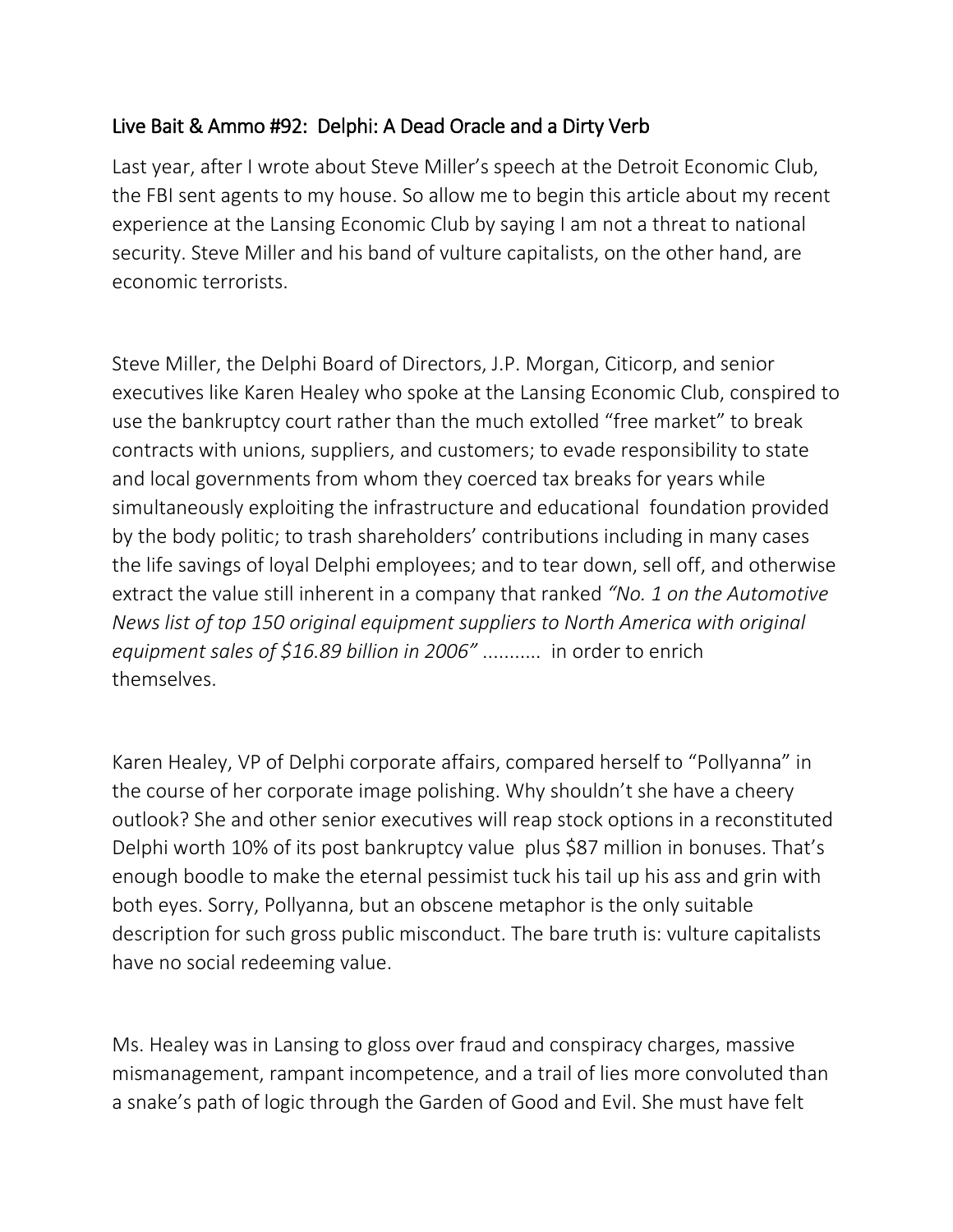## Live Bait & Ammo #92: Delphi: A Dead Oracle and a Dirty Verb

Last year, after I wrote about Steve Miller's speech at the Detroit Economic Club, the FBI sent agents to my house. So allow me to begin this article about my recent experience at the Lansing Economic Club by saying I am not a threat to national security. Steve Miller and his band of vulture capitalists, on the other hand, are economic terrorists.

Steve Miller, the Delphi Board of Directors, J.P. Morgan, Citicorp, and senior executives like Karen Healey who spoke at the Lansing Economic Club, conspired to use the bankruptcy court rather than the much extolled "free market" to break contracts with unions, suppliers, and customers; to evade responsibility to state and local governments from whom they coerced tax breaks for years while simultaneously exploiting the infrastructure and educational foundation provided by the body politic; to trash shareholders' contributions including in many cases the life savings of loyal Delphi employees; and to tear down, sell off, and otherwise extract the value still inherent in a company that ranked *"No. 1 on the Automotive News list of top 150 original equipment suppliers to North America with original equipment sales of $16.89 billion in 2006"* ........... in order to enrich themselves.

Karen Healey, VP of Delphi corporate affairs, compared herself to "Pollyanna" in the course of her corporate image polishing. Why shouldn't she have a cheery outlook? She and other senior executives will reap stock options in a reconstituted Delphi worth 10% of its post bankruptcy value plus $87 million in bonuses. That's enough boodle to make the eternal pessimist tuck his tail up his ass and grin with both eyes. Sorry, Pollyanna, but an obscene metaphor is the only suitable description for such gross public misconduct. The bare truth is: vulture capitalists have no social redeeming value.

Ms. Healey was in Lansing to gloss over fraud and conspiracy charges, massive mismanagement, rampant incompetence, and a trail of lies more convoluted than a snake's path of logic through the Garden of Good and Evil. She must have felt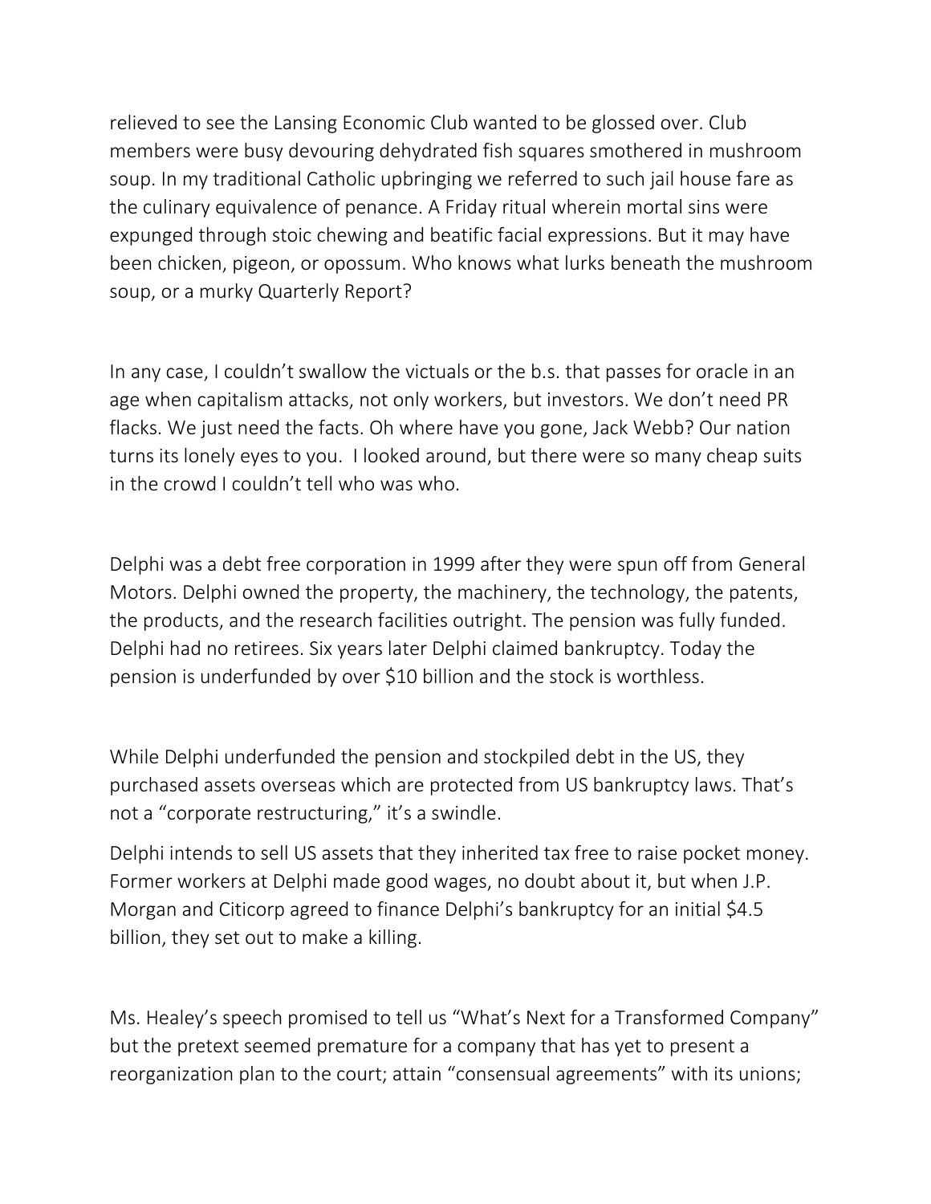relieved to see the Lansing Economic Club wanted to be glossed over. Club members were busy devouring dehydrated fish squares smothered in mushroom soup. In my traditional Catholic upbringing we referred to such jail house fare as the culinary equivalence of penance. A Friday ritual wherein mortal sins were expunged through stoic chewing and beatific facial expressions. But it may have been chicken, pigeon, or opossum. Who knows what lurks beneath the mushroom soup, or a murky Quarterly Report?

In any case, I couldn't swallow the victuals or the b.s. that passes for oracle in an age when capitalism attacks, not only workers, but investors. We don't need PR flacks. We just need the facts. Oh where have you gone, Jack Webb? Our nation turns its lonely eyes to you. I looked around, but there were so many cheap suits in the crowd I couldn't tell who was who.

Delphi was a debt free corporation in 1999 after they were spun off from General Motors. Delphi owned the property, the machinery, the technology, the patents, the products, and the research facilities outright. The pension was fully funded. Delphi had no retirees. Six years later Delphi claimed bankruptcy. Today the pension is underfunded by over $10 billion and the stock is worthless.

While Delphi underfunded the pension and stockpiled debt in the US, they purchased assets overseas which are protected from US bankruptcy laws. That's not a "corporate restructuring," it's a swindle.

Delphi intends to sell US assets that they inherited tax free to raise pocket money. Former workers at Delphi made good wages, no doubt about it, but when J.P. Morgan and Citicorp agreed to finance Delphi's bankruptcy for an initial $4.5 billion, they set out to make a killing.

Ms. Healey's speech promised to tell us "What's Next for a Transformed Company" but the pretext seemed premature for a company that has yet to present a reorganization plan to the court; attain "consensual agreements" with its unions;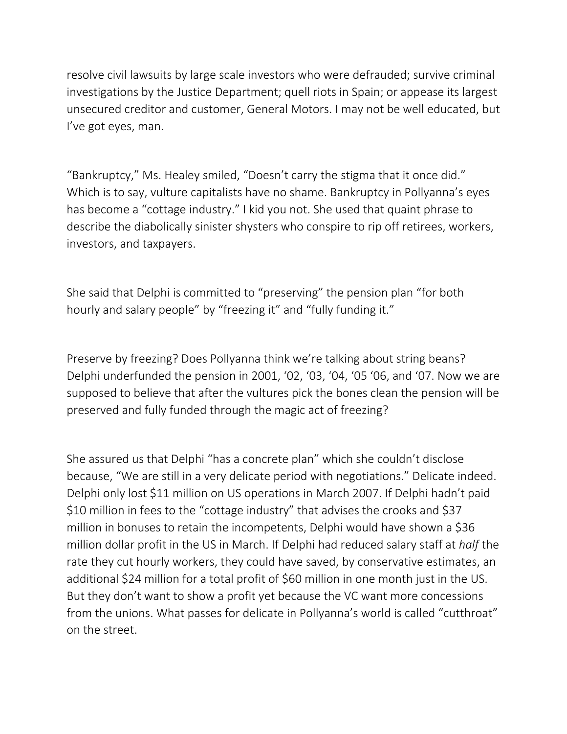resolve civil lawsuits by large scale investors who were defrauded; survive criminal investigations by the Justice Department; quell riots in Spain; or appease its largest unsecured creditor and customer, General Motors. I may not be well educated, but I've got eyes, man.

"Bankruptcy," Ms. Healey smiled, "Doesn't carry the stigma that it once did." Which is to say, vulture capitalists have no shame. Bankruptcy in Pollyanna's eyes has become a "cottage industry." I kid you not. She used that quaint phrase to describe the diabolically sinister shysters who conspire to rip off retirees, workers, investors, and taxpayers.

She said that Delphi is committed to "preserving" the pension plan "for both hourly and salary people" by "freezing it" and "fully funding it."

Preserve by freezing? Does Pollyanna think we're talking about string beans? Delphi underfunded the pension in 2001, '02, '03, '04, '05 '06, and '07. Now we are supposed to believe that after the vultures pick the bones clean the pension will be preserved and fully funded through the magic act of freezing?

She assured us that Delphi "has a concrete plan" which she couldn't disclose because, "We are still in a very delicate period with negotiations." Delicate indeed. Delphi only lost $11 million on US operations in March 2007. If Delphi hadn't paid $10 million in fees to the "cottage industry" that advises the crooks and $37 million in bonuses to retain the incompetents, Delphi would have shown a $36 million dollar profit in the US in March. If Delphi had reduced salary staff at *half* the rate they cut hourly workers, they could have saved, by conservative estimates, an additional $24 million for a total profit of $60 million in one month just in the US. But they don't want to show a profit yet because the VC want more concessions from the unions. What passes for delicate in Pollyanna's world is called "cutthroat" on the street.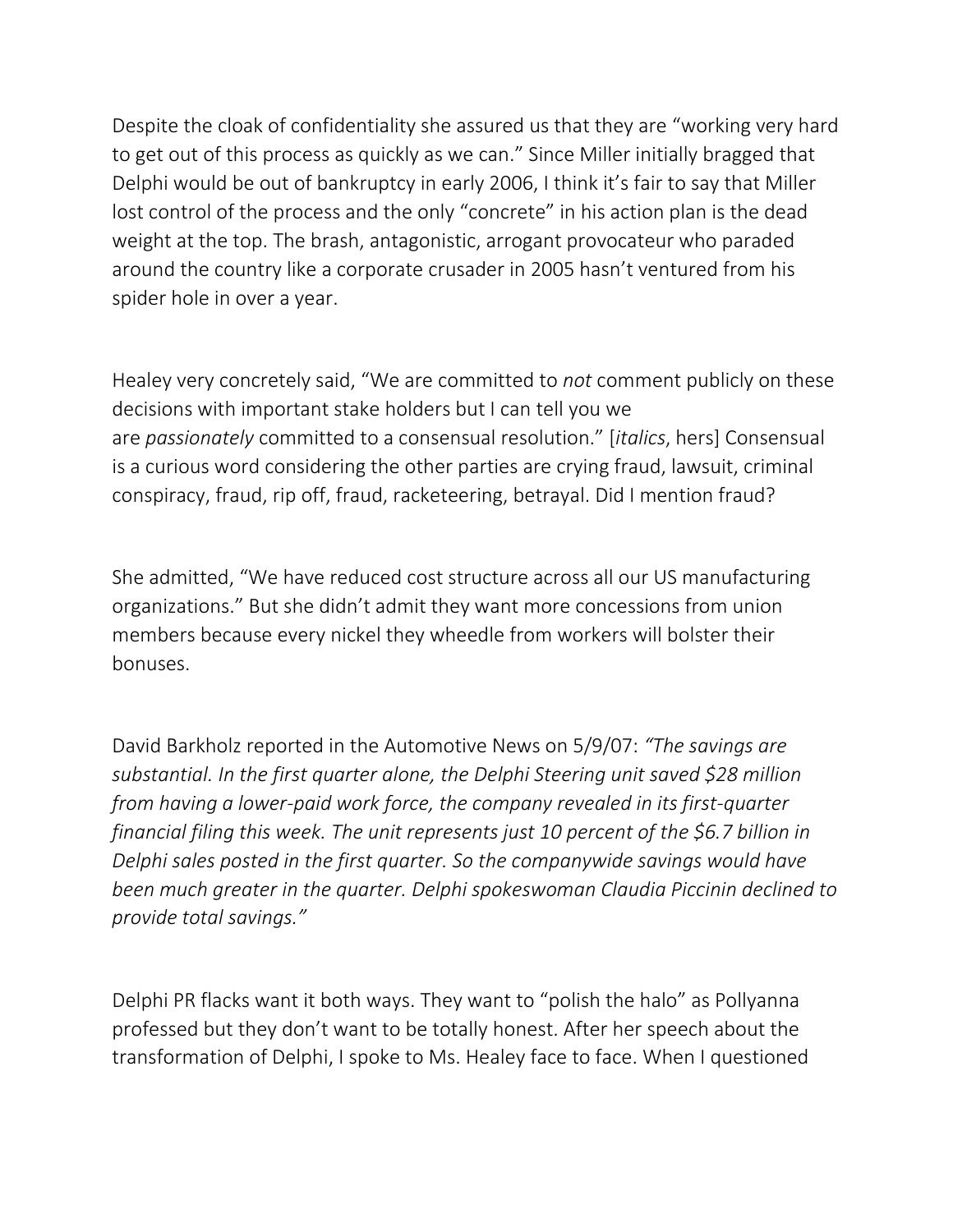Despite the cloak of confidentiality she assured us that they are "working very hard to get out of this process as quickly as we can." Since Miller initially bragged that Delphi would be out of bankruptcy in early 2006, I think it's fair to say that Miller lost control of the process and the only "concrete" in his action plan is the dead weight at the top. The brash, antagonistic, arrogant provocateur who paraded around the country like a corporate crusader in 2005 hasn't ventured from his spider hole in over a year.

Healey very concretely said, "We are committed to *not* comment publicly on these decisions with important stake holders but I can tell you we are *passionately* committed to a consensual resolution." [*italics*, hers] Consensual is a curious word considering the other parties are crying fraud, lawsuit, criminal conspiracy, fraud, rip off, fraud, racketeering, betrayal. Did I mention fraud?

She admitted, "We have reduced cost structure across all our US manufacturing organizations." But she didn't admit they want more concessions from union members because every nickel they wheedle from workers will bolster their bonuses.

David Barkholz reported in the Automotive News on 5/9/07: *"The savings are substantial. In the first quarter alone, the Delphi Steering unit saved $28 million from having a lower-paid work force, the company revealed in its first-quarter financial filing this week. The unit represents just 10 percent of the $6.7 billion in Delphi sales posted in the first quarter. So the companywide savings would have been much greater in the quarter. Delphi spokeswoman Claudia Piccinin declined to provide total savings."*

Delphi PR flacks want it both ways. They want to "polish the halo" as Pollyanna professed but they don't want to be totally honest. After her speech about the transformation of Delphi, I spoke to Ms. Healey face to face. When I questioned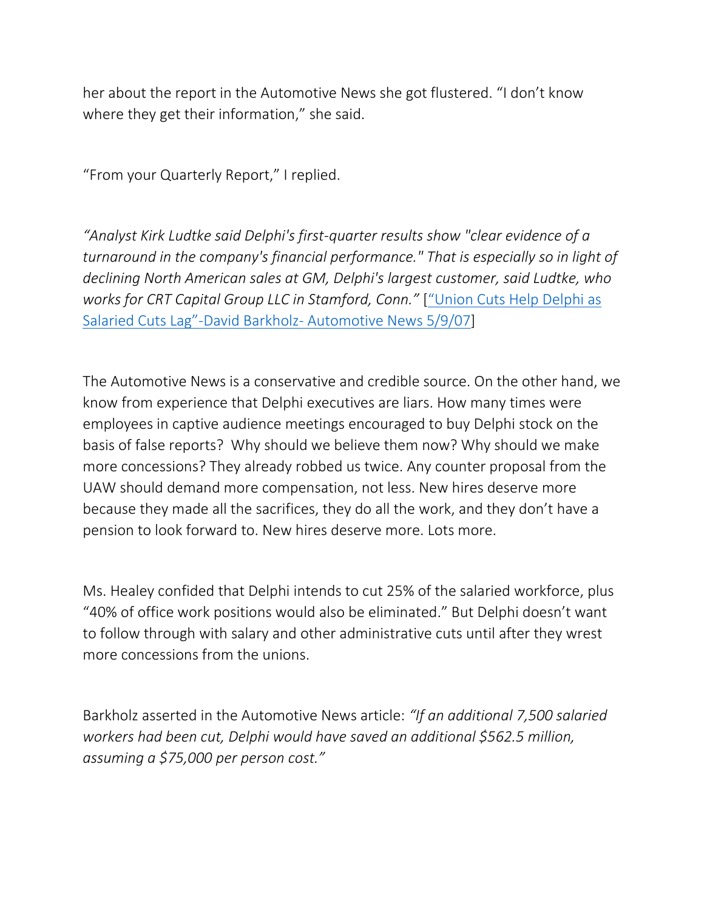her about the report in the Automotive News she got flustered. “I don’t know where they get their information,” she said.

“From your Quarterly Report,” I replied.

*“Analyst Kirk Ludtke said Delphi's first-quarter results show "clear evidence of a turnaround in the company's financial performance." That is especially so in light of declining North American sales at GM, Delphi's largest customer, said Ludtke, who works for CRT Capital Group LLC in Stamford, Conn.”* [“Union Cuts Help Delphi as Salaried Cuts Lag”-David Barkholz- Automotive News 5/9/07]

The Automotive News is a conservative and credible source. On the other hand, we know from experience that Delphi executives are liars. How many times were employees in captive audience meetings encouraged to buy Delphi stock on the basis of false reports? Why should we believe them now? Why should we make more concessions? They already robbed us twice. Any counter proposal from the UAW should demand more compensation, not less. New hires deserve more because they made all the sacrifices, they do all the work, and they don’t have a pension to look forward to. New hires deserve more. Lots more.

Ms. Healey confided that Delphi intends to cut 25% of the salaried workforce, plus “40% of office work positions would also be eliminated.” But Delphi doesn’t want to follow through with salary and other administrative cuts until after they wrest more concessions from the unions.

Barkholz asserted in the Automotive News article: *“If an additional 7,500 salaried workers had been cut, Delphi would have saved an additional $562.5 million, assuming a $75,000 per person cost.”*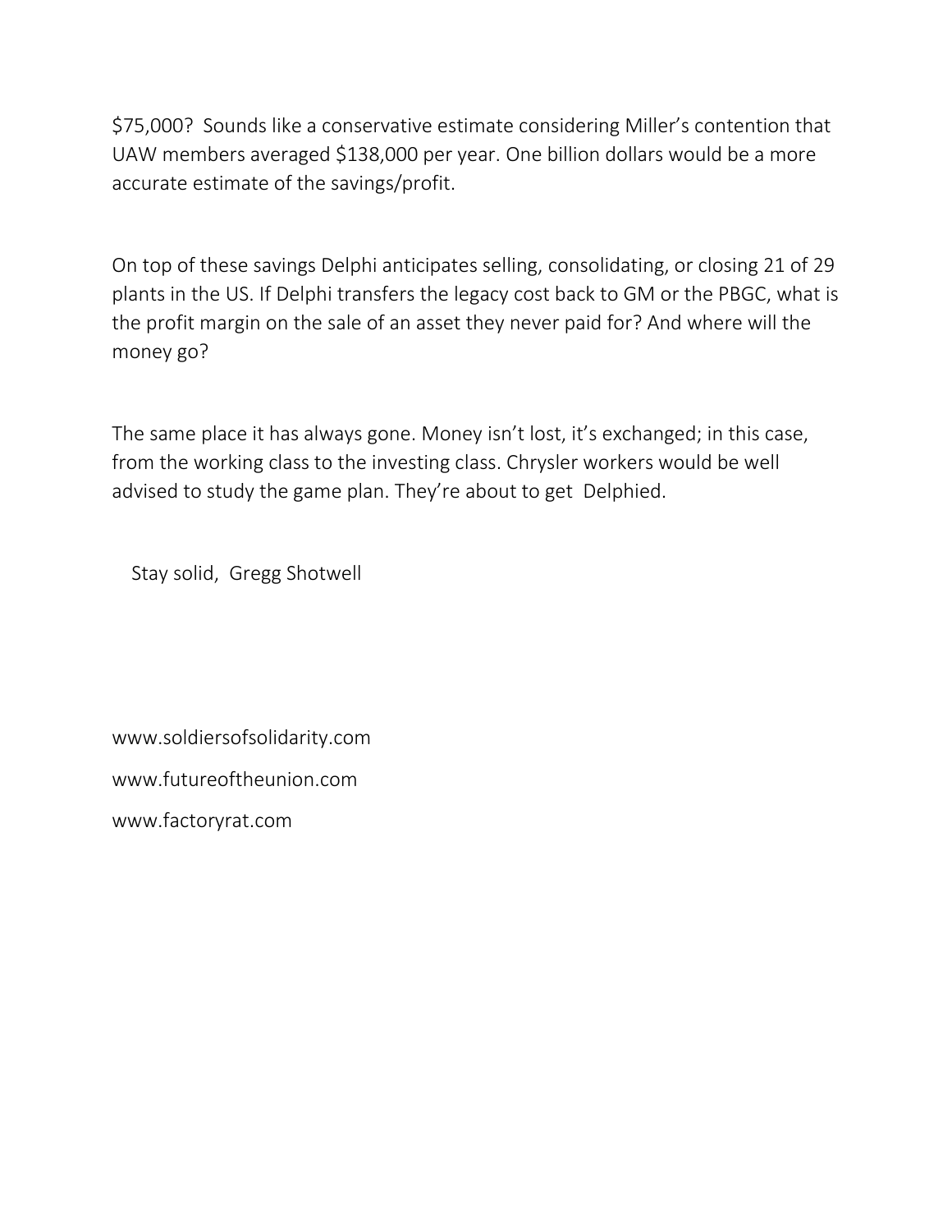$75,000? Sounds like a conservative estimate considering Miller's contention that UAW members averaged $138,000 per year. One billion dollars would be a more accurate estimate of the savings/profit.

On top of these savings Delphi anticipates selling, consolidating, or closing 21 of 29 plants in the US. If Delphi transfers the legacy cost back to GM or the PBGC, what is the profit margin on the sale of an asset they never paid for? And where will the money go?

The same place it has always gone. Money isn't lost, it's exchanged; in this case, from the working class to the investing class. Chrysler workers would be well advised to study the game plan. They're about to get Delphied.

Stay solid, Gregg Shotwell

www.soldiersofsolidarity.com

www.futureoftheunion.com

www.factoryrat.com